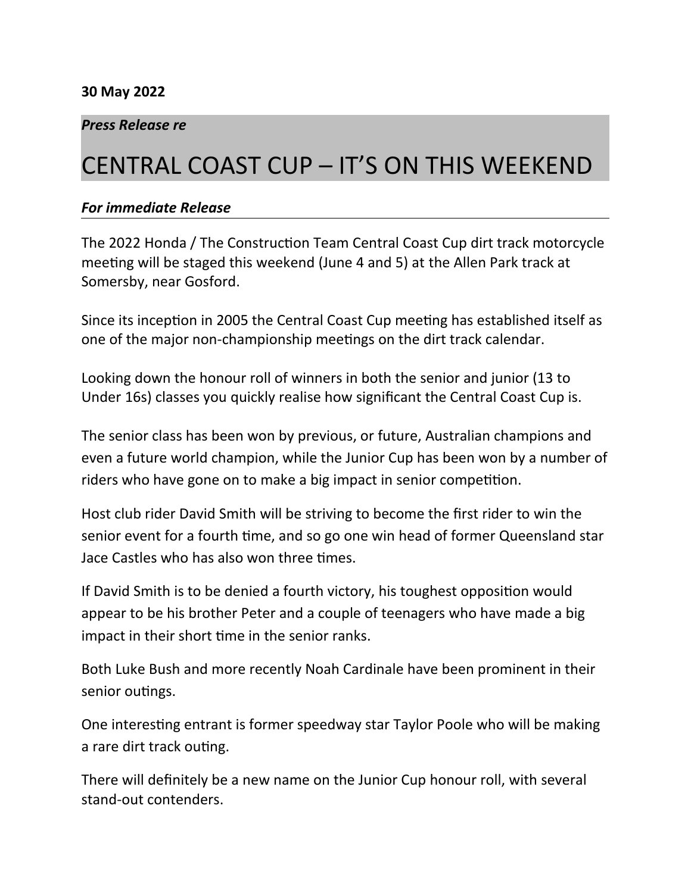**30 May 2022**

***Press Release re***

# CENTRAL COAST CUP – IT'S ON THIS WEEKEND

***For immediate Release***

---

The 2022 Honda / The Construction Team Central Coast Cup dirt track motorcycle meeting will be staged this weekend (June 4 and 5) at the Allen Park track at Somersby, near Gosford.

Since its inception in 2005 the Central Coast Cup meeting has established itself as one of the major non-championship meetings on the dirt track calendar.

Looking down the honour roll of winners in both the senior and junior (13 to Under 16s) classes you quickly realise how significant the Central Coast Cup is.

The senior class has been won by previous, or future, Australian champions and even a future world champion, while the Junior Cup has been won by a number of riders who have gone on to make a big impact in senior competition.

Host club rider David Smith will be striving to become the first rider to win the senior event for a fourth time, and so go one win head of former Queensland star Jace Castles who has also won three times.

If David Smith is to be denied a fourth victory, his toughest opposition would appear to be his brother Peter and a couple of teenagers who have made a big impact in their short time in the senior ranks.

Both Luke Bush and more recently Noah Cardinale have been prominent in their senior outings.

One interesting entrant is former speedway star Taylor Poole who will be making a rare dirt track outing.

There will definitely be a new name on the Junior Cup honour roll, with several stand-out contenders.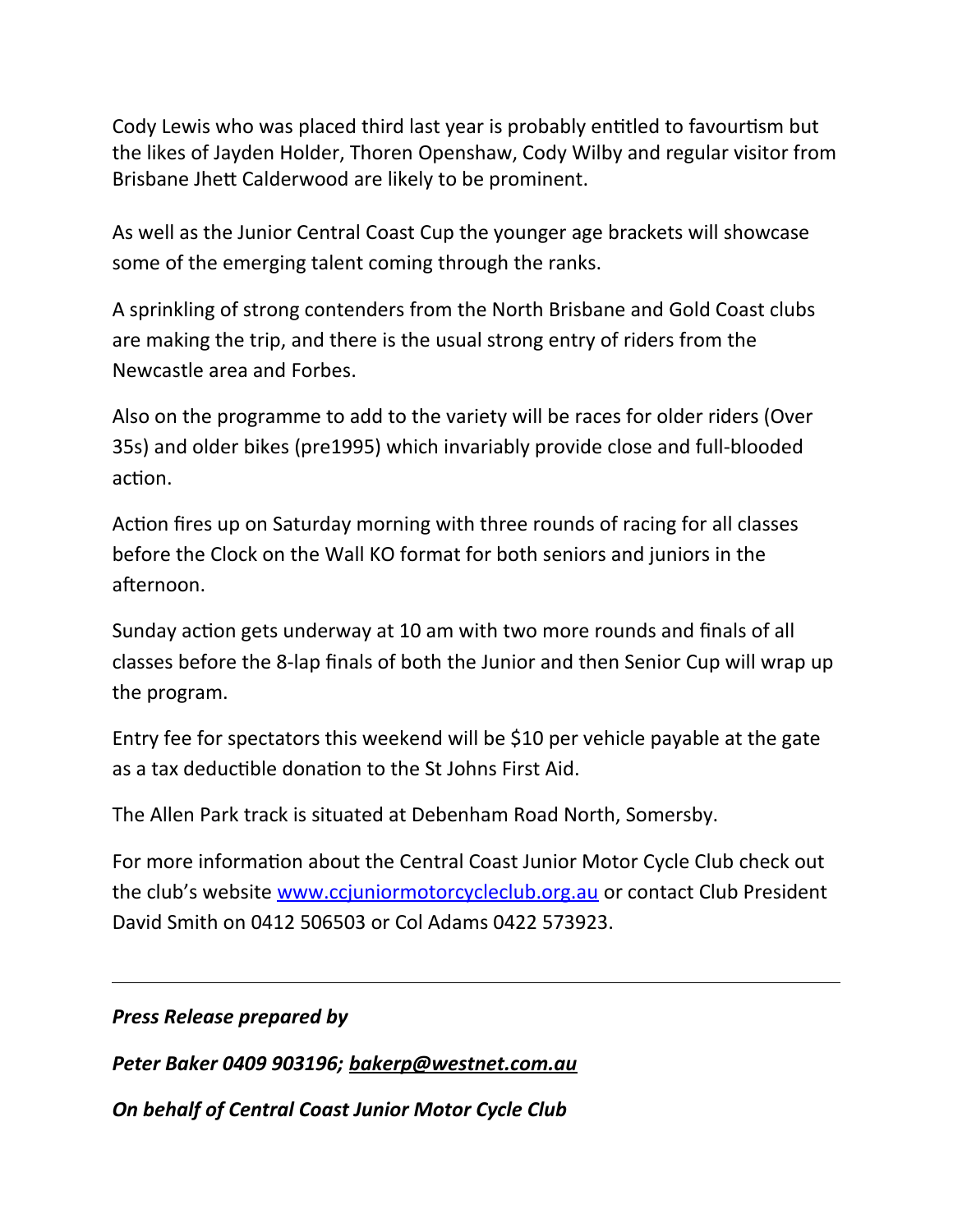Cody Lewis who was placed third last year is probably entitled to favourtism but the likes of Jayden Holder, Thoren Openshaw, Cody Wilby and regular visitor from Brisbane Jhett Calderwood are likely to be prominent.

As well as the Junior Central Coast Cup the younger age brackets will showcase some of the emerging talent coming through the ranks.

A sprinkling of strong contenders from the North Brisbane and Gold Coast clubs are making the trip, and there is the usual strong entry of riders from the Newcastle area and Forbes.

Also on the programme to add to the variety will be races for older riders (Over 35s) and older bikes (pre1995) which invariably provide close and full-blooded action.

Action fires up on Saturday morning with three rounds of racing for all classes before the Clock on the Wall KO format for both seniors and juniors in the afternoon.

Sunday action gets underway at 10 am with two more rounds and finals of all classes before the 8-lap finals of both the Junior and then Senior Cup will wrap up the program.

Entry fee for spectators this weekend will be $10 per vehicle payable at the gate as a tax deductible donation to the St Johns First Aid.

The Allen Park track is situated at Debenham Road North, Somersby.

For more information about the Central Coast Junior Motor Cycle Club check out the club's website [www.ccjuniormotorcycleclub.org.au](http://www.ccjuniormotorcycleclub.org.au) or contact Club President David Smith on 0412 506503 or Col Adams 0422 573923.

---

***Press Release prepared by***

***Peter Baker 0409 903196; [bakerp@westnet.com.au](mailto:bakerp@westnet.com.au)***

***On behalf of Central Coast Junior Motor Cycle Club***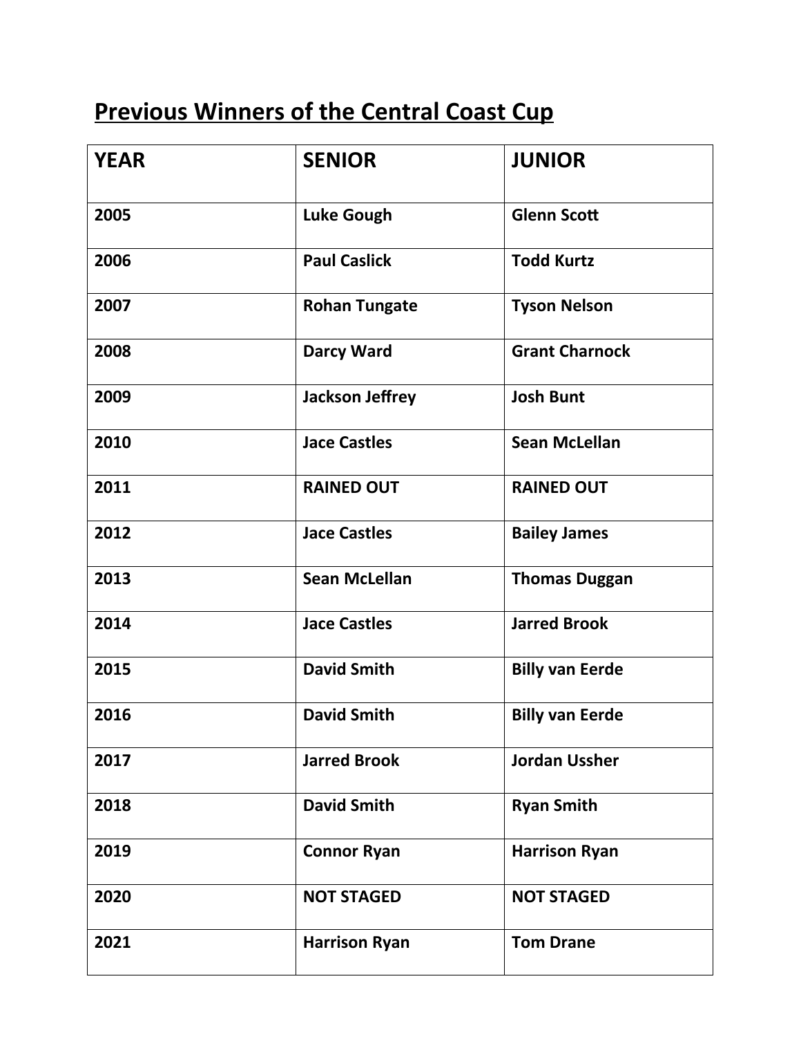# Previous Winners of the Central Coast Cup

| YEAR | SENIOR | JUNIOR |
| --- | --- | --- |
| 2005 | Luke Gough | Glenn Scott |
| 2006 | Paul Caslick | Todd Kurtz |
| 2007 | Rohan Tungate | Tyson Nelson |
| 2008 | Darcy Ward | Grant Charnock |
| 2009 | Jackson Jeffrey | Josh Bunt |
| 2010 | Jace Castles | Sean McLellan |
| 2011 | RAINED OUT | RAINED OUT |
| 2012 | Jace Castles | Bailey James |
| 2013 | Sean McLellan | Thomas Duggan |
| 2014 | Jace Castles | Jarred Brook |
| 2015 | David Smith | Billy van Eerde |
| 2016 | David Smith | Billy van Eerde |
| 2017 | Jarred Brook | Jordan Ussher |
| 2018 | David Smith | Ryan Smith |
| 2019 | Connor Ryan | Harrison Ryan |
| 2020 | NOT STAGED | NOT STAGED |
| 2021 | Harrison Ryan | Tom Drane |